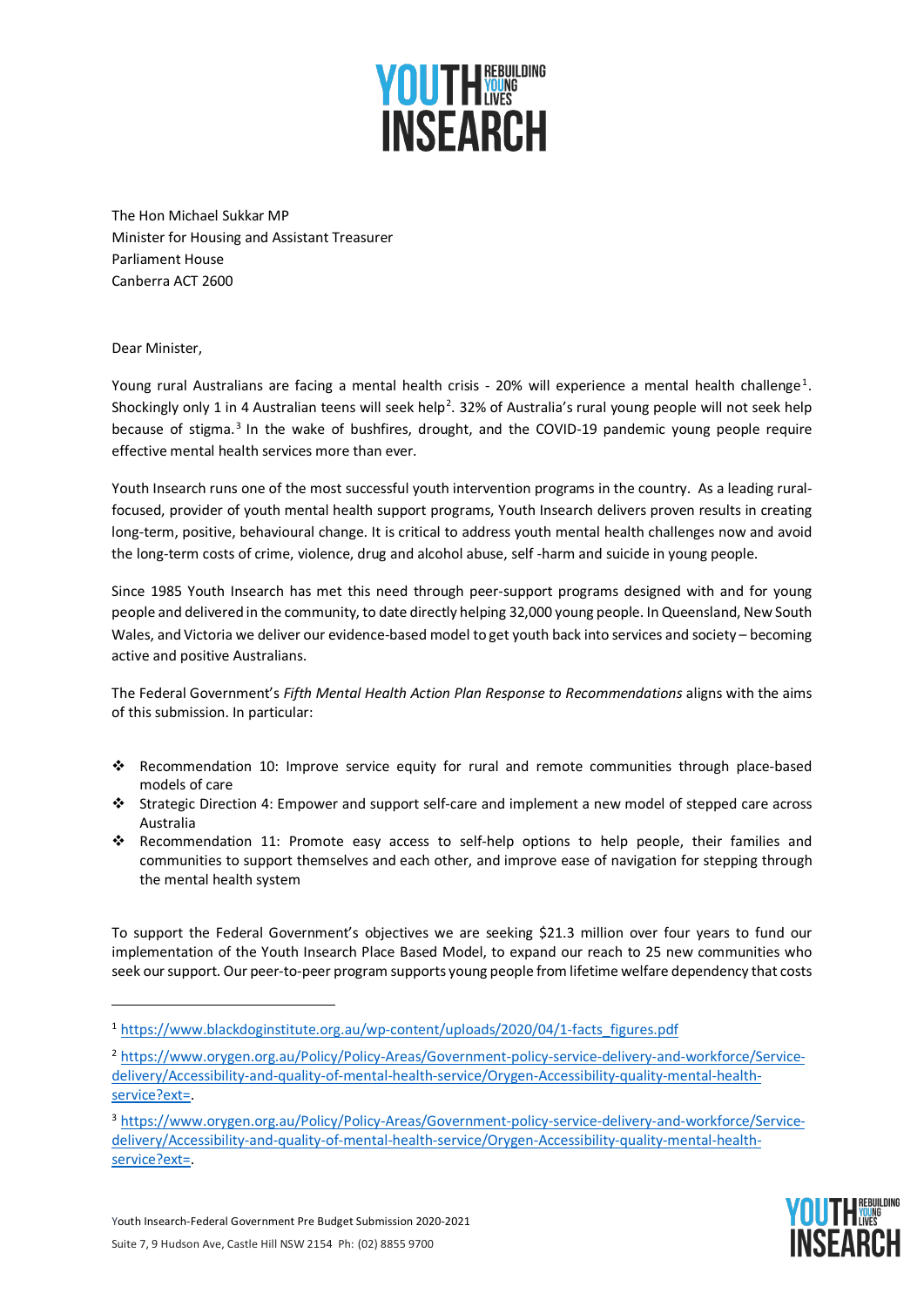YOUTH INSEARCH
REBUILDING YOUNG LIVES

The Hon Michael Sukkar MP
Minister for Housing and Assistant Treasurer
Parliament House
Canberra ACT 2600

Dear Minister,

Young rural Australians are facing a mental health crisis - 20% will experience a mental health challenge[1]. Shockingly only 1 in 4 Australian teens will seek help[2]. 32% of Australia's rural young people will not seek help because of stigma.[3] In the wake of bushfires, drought, and the COVID-19 pandemic young people require effective mental health services more than ever.

Youth Insearch runs one of the most successful youth intervention programs in the country. As a leading rural-focused, provider of youth mental health support programs, Youth Insearch delivers proven results in creating long-term, positive, behavioural change. It is critical to address youth mental health challenges now and avoid the long-term costs of crime, violence, drug and alcohol abuse, self -harm and suicide in young people.

Since 1985 Youth Insearch has met this need through peer-support programs designed with and for young people and delivered in the community, to date directly helping 32,000 young people. In Queensland, New South Wales, and Victoria we deliver our evidence-based model to get youth back into services and society – becoming active and positive Australians.

The Federal Government's *Fifth Mental Health Action Plan Response to Recommendations* aligns with the aims of this submission. In particular:

- Recommendation 10: Improve service equity for rural and remote communities through place-based models of care
- Strategic Direction 4: Empower and support self-care and implement a new model of stepped care across Australia
- Recommendation 11: Promote easy access to self-help options to help people, their families and communities to support themselves and each other, and improve ease of navigation for stepping through the mental health system

To support the Federal Government's objectives we are seeking $21.3 million over four years to fund our implementation of the Youth Insearch Place Based Model, to expand our reach to 25 new communities who seek our support. Our peer-to-peer program supports young people from lifetime welfare dependency that costs

---

[1] https://www.blackdoginstitute.org.au/wp-content/uploads/2020/04/1-facts_figures.pdf

[2] https://www.orygen.org.au/Policy/Policy-Areas/Government-policy-service-delivery-and-workforce/Service-delivery/Accessibility-and-quality-of-mental-health-service/Orygen-Accessibility-quality-mental-health-service?ext=.

[3] https://www.orygen.org.au/Policy/Policy-Areas/Government-policy-service-delivery-and-workforce/Service-delivery/Accessibility-and-quality-of-mental-health-service/Orygen-Accessibility-quality-mental-health-service?ext=.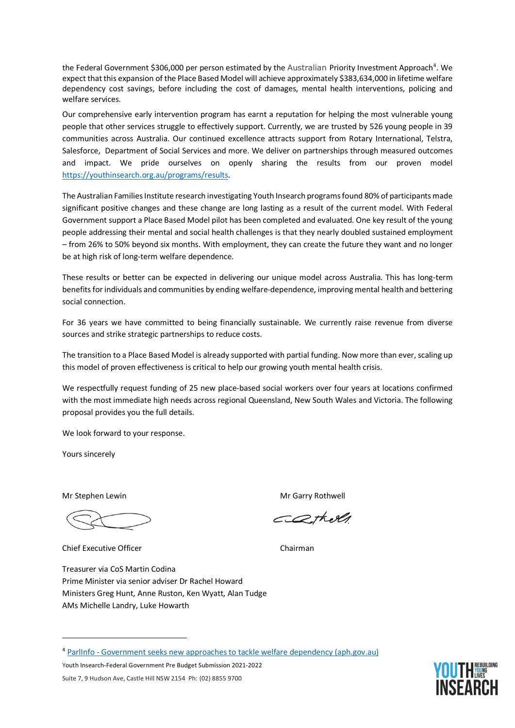the Federal Government $306,000 per person estimated by the Australian Priority Investment Approach[4]. We expect that this expansion of the Place Based Model will achieve approximately $383,634,000 in lifetime welfare dependency cost savings, before including the cost of damages, mental health interventions, policing and welfare services.

Our comprehensive early intervention program has earnt a reputation for helping the most vulnerable young people that other services struggle to effectively support. Currently, we are trusted by 526 young people in 39 communities across Australia. Our continued excellence attracts support from Rotary International, Telstra, Salesforce, Department of Social Services and more. We deliver on partnerships through measured outcomes and impact. We pride ourselves on openly sharing the results from our proven model https://youthinsearch.org.au/programs/results.

The Australian Families Institute research investigating Youth Insearch programs found 80% of participants made significant positive changes and these change are long lasting as a result of the current model. With Federal Government support a Place Based Model pilot has been completed and evaluated. One key result of the young people addressing their mental and social health challenges is that they nearly doubled sustained employment – from 26% to 50% beyond six months. With employment, they can create the future they want and no longer be at high risk of long-term welfare dependence.

These results or better can be expected in delivering our unique model across Australia. This has long-term benefits for individuals and communities by ending welfare-dependence, improving mental health and bettering social connection.

For 36 years we have committed to being financially sustainable. We currently raise revenue from diverse sources and strike strategic partnerships to reduce costs.

The transition to a Place Based Model is already supported with partial funding. Now more than ever, scaling up this model of proven effectiveness is critical to help our growing youth mental health crisis.

We respectfully request funding of 25 new place-based social workers over four years at locations confirmed with the most immediate high needs across regional Queensland, New South Wales and Victoria. The following proposal provides you the full details.

We look forward to your response.

Yours sincerely

Mr Stephen Lewin
Chief Executive Officer

Mr Garry Rothwell
Chairman

Treasurer via CoS Martin Codina
Prime Minister via senior adviser Dr Rachel Howard
Ministers Greg Hunt, Anne Ruston, Ken Wyatt, Alan Tudge
AMs Michelle Landry, Luke Howarth

---

[4] ParlInfo - Government seeks new approaches to tackle welfare dependency (aph.gov.au)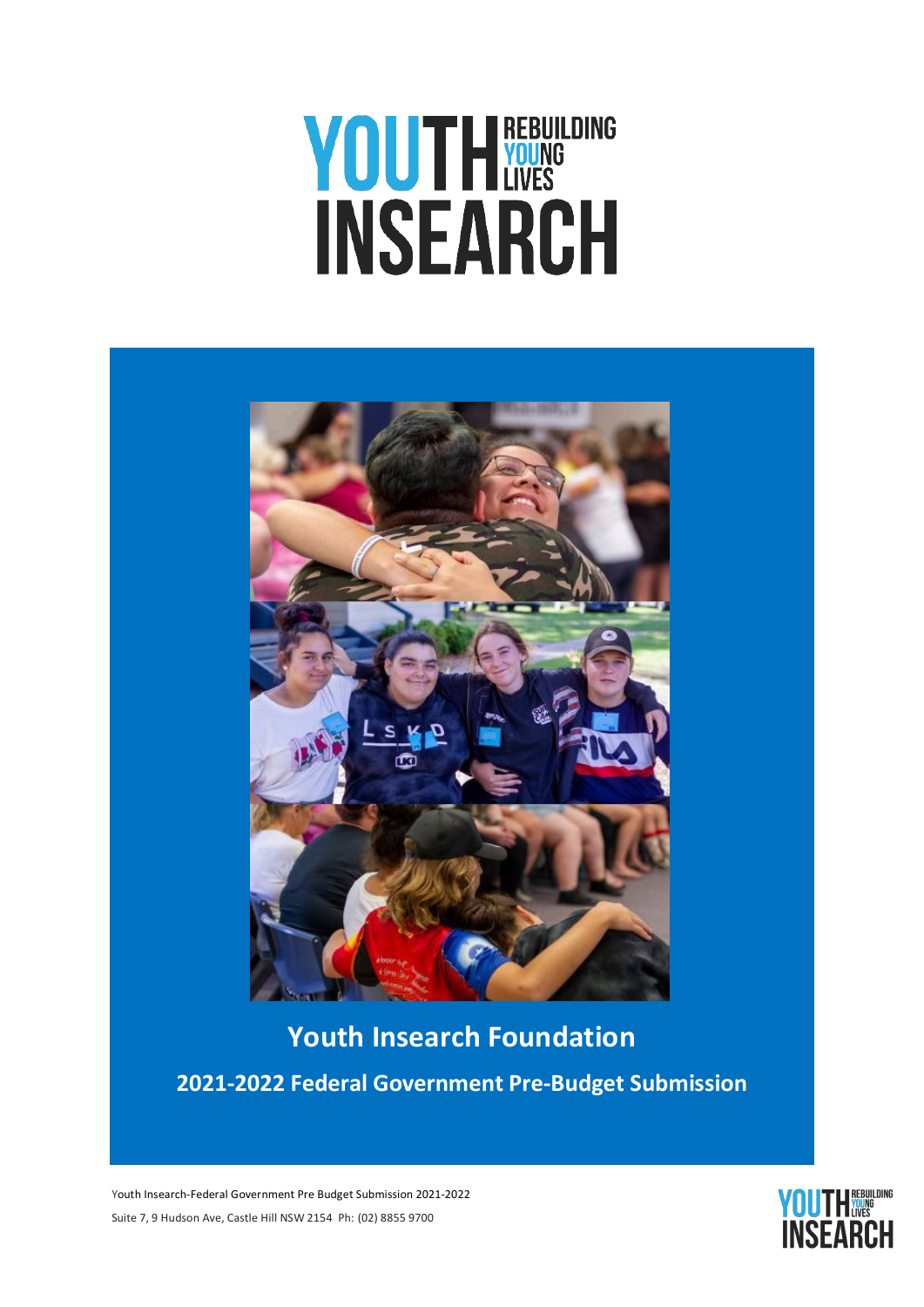# Youth Insearch Foundation

## 2021-2022 Federal Government Pre-Budget Submission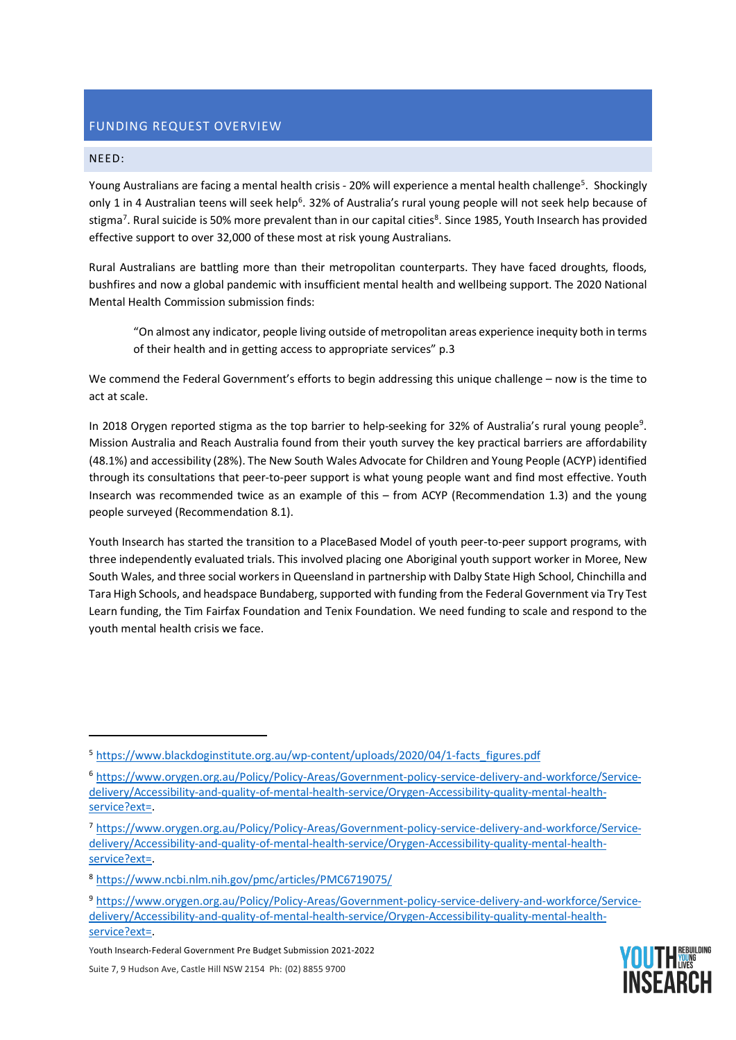## FUNDING REQUEST OVERVIEW

### NEED:

Young Australians are facing a mental health crisis - 20% will experience a mental health challenge[5]. Shockingly only 1 in 4 Australian teens will seek help[6]. 32% of Australia's rural young people will not seek help because of stigma[7]. Rural suicide is 50% more prevalent than in our capital cities[8]. Since 1985, Youth Insearch has provided effective support to over 32,000 of these most at risk young Australians.

Rural Australians are battling more than their metropolitan counterparts. They have faced droughts, floods, bushfires and now a global pandemic with insufficient mental health and wellbeing support. The 2020 National Mental Health Commission submission finds:

> "On almost any indicator, people living outside of metropolitan areas experience inequity both in terms of their health and in getting access to appropriate services" p.3

We commend the Federal Government's efforts to begin addressing this unique challenge – now is the time to act at scale.

In 2018 Orygen reported stigma as the top barrier to help-seeking for 32% of Australia's rural young people[9]. Mission Australia and Reach Australia found from their youth survey the key practical barriers are affordability (48.1%) and accessibility (28%). The New South Wales Advocate for Children and Young People (ACYP) identified through its consultations that peer-to-peer support is what young people want and find most effective. Youth Insearch was recommended twice as an example of this – from ACYP (Recommendation 1.3) and the young people surveyed (Recommendation 8.1).

Youth Insearch has started the transition to a PlaceBased Model of youth peer-to-peer support programs, with three independently evaluated trials. This involved placing one Aboriginal youth support worker in Moree, New South Wales, and three social workers in Queensland in partnership with Dalby State High School, Chinchilla and Tara High Schools, and headspace Bundaberg, supported with funding from the Federal Government via Try Test Learn funding, the Tim Fairfax Foundation and Tenix Foundation. We need funding to scale and respond to the youth mental health crisis we face.

---

[5] https://www.blackdoginstitute.org.au/wp-content/uploads/2020/04/1-facts_figures.pdf

[6] https://www.orygen.org.au/Policy/Policy-Areas/Government-policy-service-delivery-and-workforce/Service-delivery/Accessibility-and-quality-of-mental-health-service/Orygen-Accessibility-quality-mental-health-service?ext=.

[7] https://www.orygen.org.au/Policy/Policy-Areas/Government-policy-service-delivery-and-workforce/Service-delivery/Accessibility-and-quality-of-mental-health-service/Orygen-Accessibility-quality-mental-health-service?ext=.

[8] https://www.ncbi.nlm.nih.gov/pmc/articles/PMC6719075/

[9] https://www.orygen.org.au/Policy/Policy-Areas/Government-policy-service-delivery-and-workforce/Service-delivery/Accessibility-and-quality-of-mental-health-service/Orygen-Accessibility-quality-mental-health-service?ext=.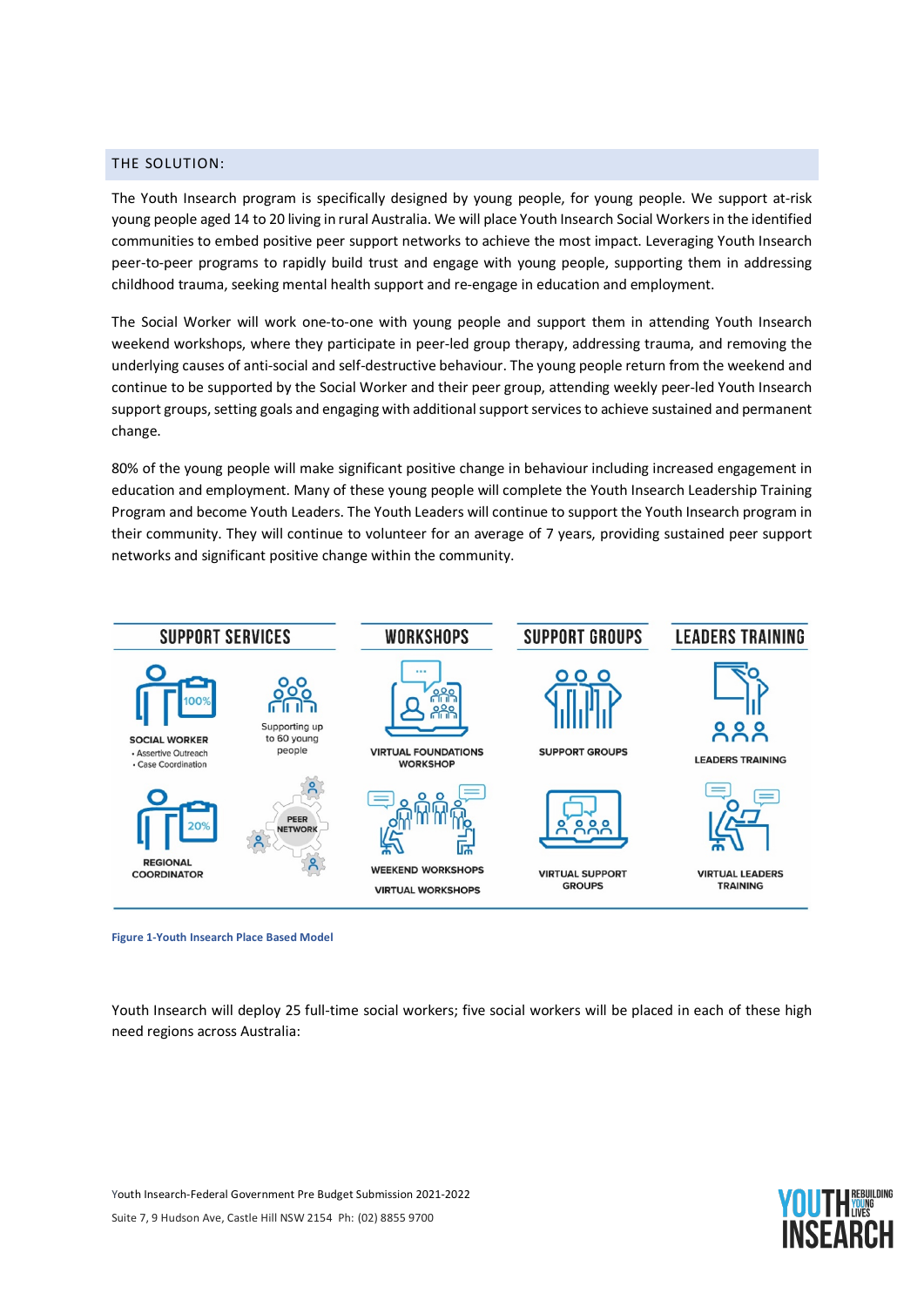## THE SOLUTION:

The Youth Insearch program is specifically designed by young people, for young people. We support at-risk young people aged 14 to 20 living in rural Australia. We will place Youth Insearch Social Workers in the identified communities to embed positive peer support networks to achieve the most impact. Leveraging Youth Insearch peer-to-peer programs to rapidly build trust and engage with young people, supporting them in addressing childhood trauma, seeking mental health support and re-engage in education and employment.

The Social Worker will work one-to-one with young people and support them in attending Youth Insearch weekend workshops, where they participate in peer-led group therapy, addressing trauma, and removing the underlying causes of anti-social and self-destructive behaviour. The young people return from the weekend and continue to be supported by the Social Worker and their peer group, attending weekly peer-led Youth Insearch support groups, setting goals and engaging with additional support services to achieve sustained and permanent change.

80% of the young people will make significant positive change in behaviour including increased engagement in education and employment. Many of these young people will complete the Youth Insearch Leadership Training Program and become Youth Leaders. The Youth Leaders will continue to support the Youth Insearch program in their community. They will continue to volunteer for an average of 7 years, providing sustained peer support networks and significant positive change within the community.

| SUPPORT SERVICES | | WORKSHOPS | SUPPORT GROUPS | LEADERS TRAINING |
|---|---|---|---|---|
| SOCIAL WORKER (100%) • Assertive Outreach • Case Coordination | Supporting up to 60 young people | VIRTUAL FOUNDATIONS WORKSHOP | SUPPORT GROUPS | LEADERS TRAINING |
| REGIONAL COORDINATOR (20%) | PEER NETWORK | WEEKEND WORKSHOPS / VIRTUAL WORKSHOPS | VIRTUAL SUPPORT GROUPS | VIRTUAL LEADERS TRAINING |

**Figure 1-Youth Insearch Place Based Model**

Youth Insearch will deploy 25 full-time social workers; five social workers will be placed in each of these high need regions across Australia: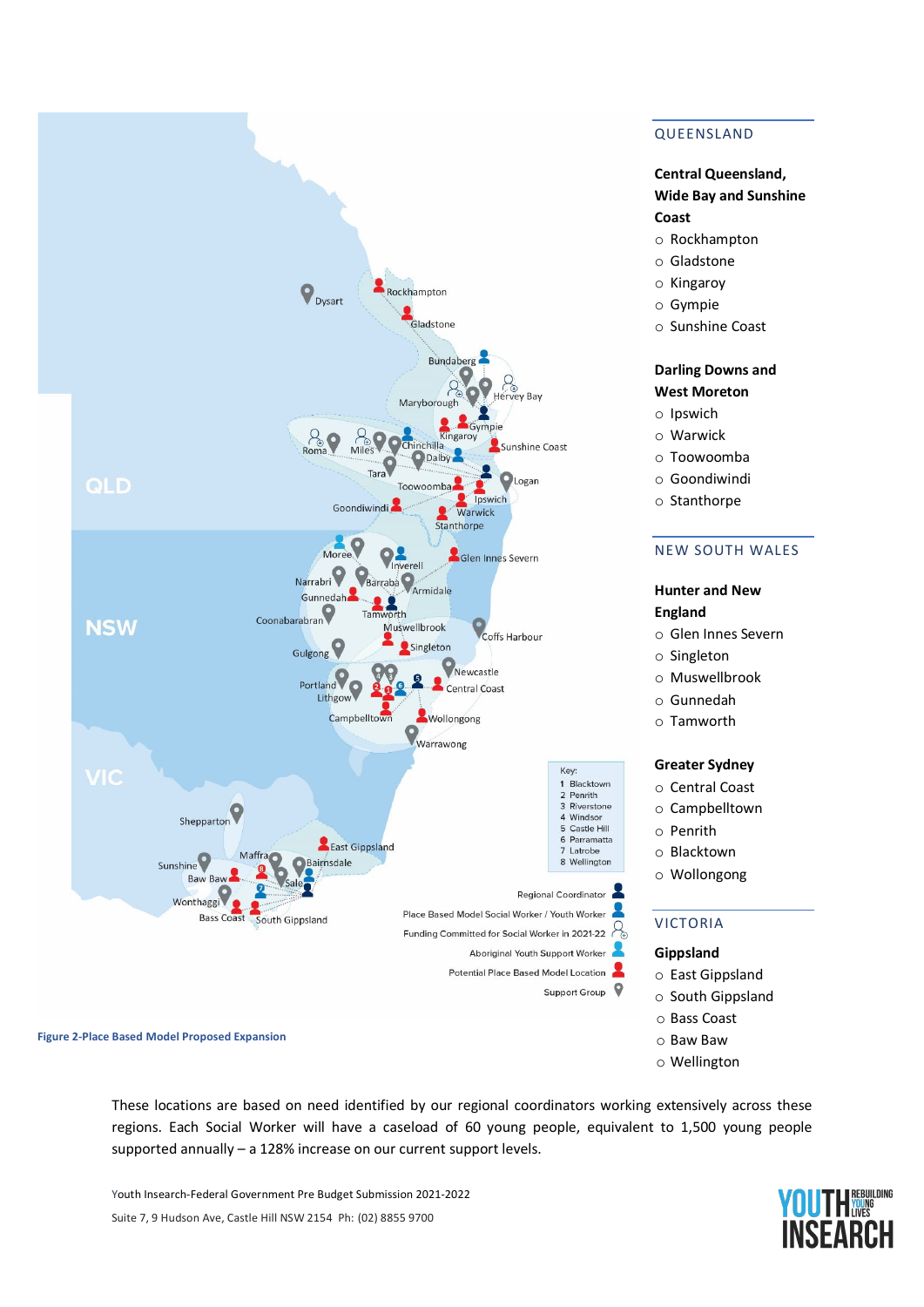Figure 2-Place Based Model Proposed Expansion

## QUEENSLAND

**Central Queensland, Wide Bay and Sunshine Coast**

- Rockhampton
- Gladstone
- Kingaroy
- Gympie
- Sunshine Coast

**Darling Downs and West Moreton**

- Ipswich
- Warwick
- Toowoomba
- Goondiwindi
- Stanthorpe

## NEW SOUTH WALES

**Hunter and New England**

- Glen Innes Severn
- Singleton
- Muswellbrook
- Gunnedah
- Tamworth

**Greater Sydney**

- Central Coast
- Campbelltown
- Penrith
- Blacktown
- Wollongong

## VICTORIA

**Gippsland**

- East Gippsland
- South Gippsland
- Bass Coast
- Baw Baw
- Wellington

These locations are based on need identified by our regional coordinators working extensively across these regions. Each Social Worker will have a caseload of 60 young people, equivalent to 1,500 young people supported annually – a 128% increase on our current support levels.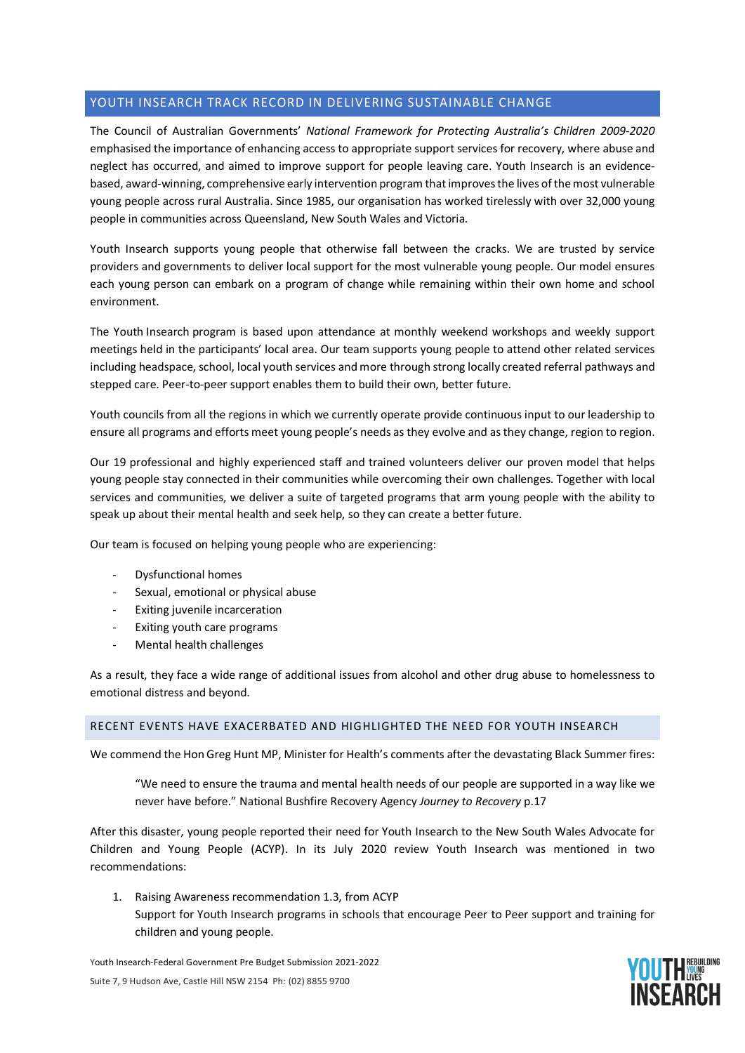## YOUTH INSEARCH TRACK RECORD IN DELIVERING SUSTAINABLE CHANGE

The Council of Australian Governments' *National Framework for Protecting Australia's Children 2009-2020* emphasised the importance of enhancing access to appropriate support services for recovery, where abuse and neglect has occurred, and aimed to improve support for people leaving care. Youth Insearch is an evidence-based, award-winning, comprehensive early intervention program that improves the lives of the most vulnerable young people across rural Australia. Since 1985, our organisation has worked tirelessly with over 32,000 young people in communities across Queensland, New South Wales and Victoria.

Youth Insearch supports young people that otherwise fall between the cracks. We are trusted by service providers and governments to deliver local support for the most vulnerable young people. Our model ensures each young person can embark on a program of change while remaining within their own home and school environment.

The Youth Insearch program is based upon attendance at monthly weekend workshops and weekly support meetings held in the participants' local area. Our team supports young people to attend other related services including headspace, school, local youth services and more through strong locally created referral pathways and stepped care. Peer-to-peer support enables them to build their own, better future.

Youth councils from all the regions in which we currently operate provide continuous input to our leadership to ensure all programs and efforts meet young people's needs as they evolve and as they change, region to region.

Our 19 professional and highly experienced staff and trained volunteers deliver our proven model that helps young people stay connected in their communities while overcoming their own challenges. Together with local services and communities, we deliver a suite of targeted programs that arm young people with the ability to speak up about their mental health and seek help, so they can create a better future.

Our team is focused on helping young people who are experiencing:

- Dysfunctional homes
- Sexual, emotional or physical abuse
- Exiting juvenile incarceration
- Exiting youth care programs
- Mental health challenges

As a result, they face a wide range of additional issues from alcohol and other drug abuse to homelessness to emotional distress and beyond.

## RECENT EVENTS HAVE EXACERBATED AND HIGHLIGHTED THE NEED FOR YOUTH INSEARCH

We commend the Hon Greg Hunt MP, Minister for Health's comments after the devastating Black Summer fires:

> "We need to ensure the trauma and mental health needs of our people are supported in a way like we never have before." National Bushfire Recovery Agency *Journey to Recovery* p.17

After this disaster, young people reported their need for Youth Insearch to the New South Wales Advocate for Children and Young People (ACYP). In its July 2020 review Youth Insearch was mentioned in two recommendations:

1. Raising Awareness recommendation 1.3, from ACYP
   Support for Youth Insearch programs in schools that encourage Peer to Peer support and training for children and young people.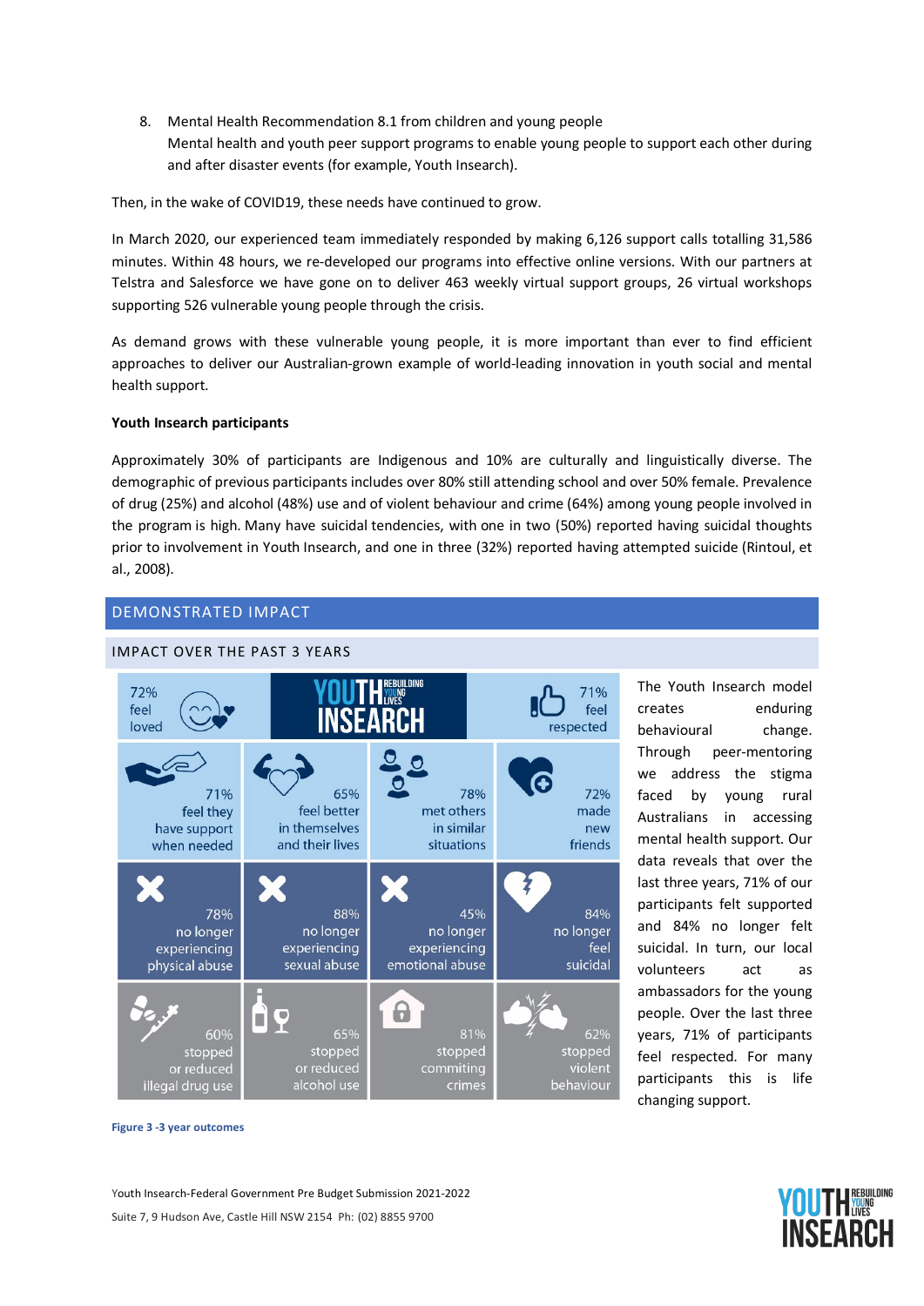8. Mental Health Recommendation 8.1 from children and young people
   Mental health and youth peer support programs to enable young people to support each other during and after disaster events (for example, Youth Insearch).

Then, in the wake of COVID19, these needs have continued to grow.

In March 2020, our experienced team immediately responded by making 6,126 support calls totalling 31,586 minutes. Within 48 hours, we re-developed our programs into effective online versions. With our partners at Telstra and Salesforce we have gone on to deliver 463 weekly virtual support groups, 26 virtual workshops supporting 526 vulnerable young people through the crisis.

As demand grows with these vulnerable young people, it is more important than ever to find efficient approaches to deliver our Australian-grown example of world-leading innovation in youth social and mental health support.

**Youth Insearch participants**

Approximately 30% of participants are Indigenous and 10% are culturally and linguistically diverse. The demographic of previous participants includes over 80% still attending school and over 50% female. Prevalence of drug (25%) and alcohol (48%) use and of violent behaviour and crime (64%) among young people involved in the program is high. Many have suicidal tendencies, with one in two (50%) reported having suicidal thoughts prior to involvement in Youth Insearch, and one in three (32%) reported having attempted suicide (Rintoul, et al., 2008).

## DEMONSTRATED IMPACT

### IMPACT OVER THE PAST 3 YEARS

| | | | |
|---|---|---|---|
| 72% feel loved | YOUTH INSEARCH REBUILDING YOUNG LIVES | | 71% feel respected |
| 71% feel they have support when needed | 65% feel better in themselves and their lives | 78% met others in similar situations | 72% made new friends |
| 78% no longer experiencing physical abuse | 88% no longer experiencing sexual abuse | 45% no longer experiencing emotional abuse | 84% no longer feel suicidal |
| 60% stopped or reduced illegal drug use | 65% stopped or reduced alcohol use | 81% stopped commiting crimes | 62% stopped violent behaviour |

Figure 3 -3 year outcomes

The Youth Insearch model creates enduring behavioural change. Through peer-mentoring we address the stigma faced by young rural Australians in accessing mental health support. Our data reveals that over the last three years, 71% of our participants felt supported and 84% no longer felt suicidal. In turn, our local volunteers act as ambassadors for the young people. Over the last three years, 71% of participants feel respected. For many participants this is life changing support.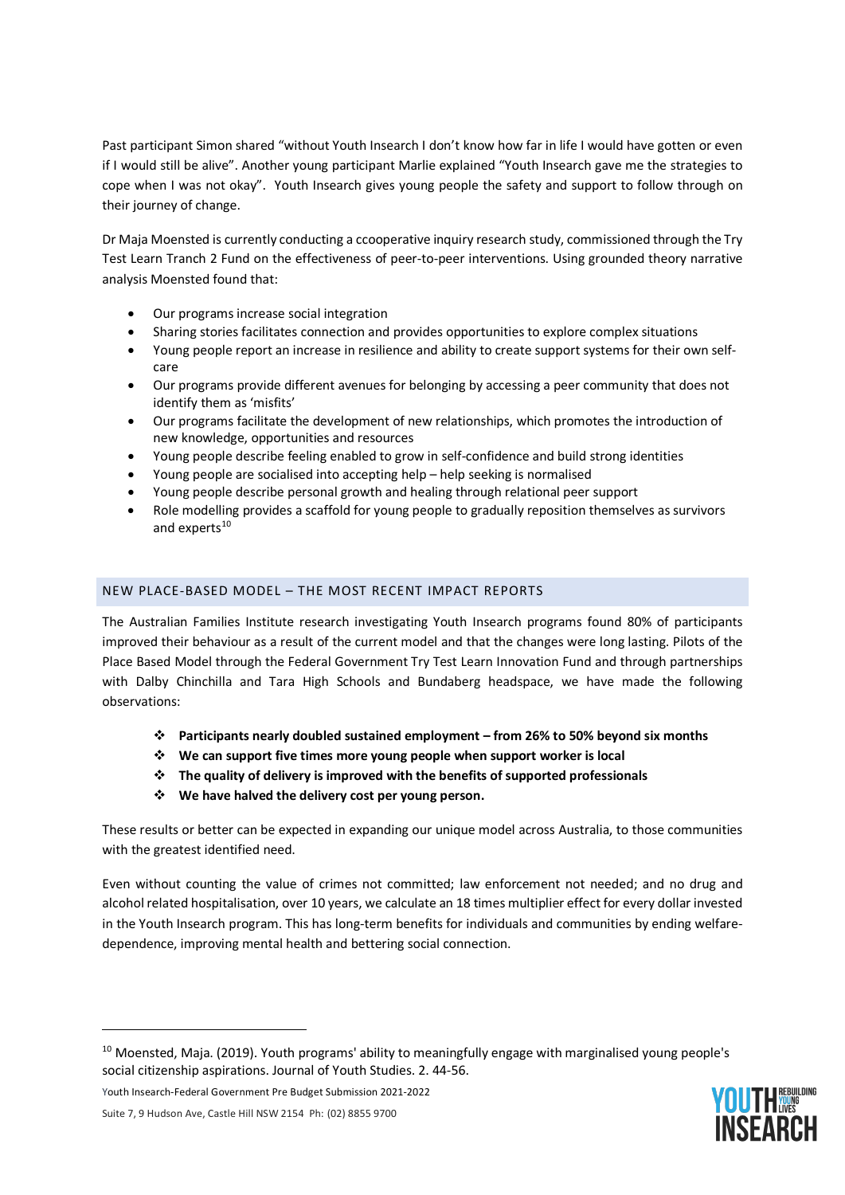Past participant Simon shared "without Youth Insearch I don't know how far in life I would have gotten or even if I would still be alive". Another young participant Marlie explained "Youth Insearch gave me the strategies to cope when I was not okay". Youth Insearch gives young people the safety and support to follow through on their journey of change.

Dr Maja Moensted is currently conducting a ccooperative inquiry research study, commissioned through the Try Test Learn Tranch 2 Fund on the effectiveness of peer-to-peer interventions. Using grounded theory narrative analysis Moensted found that:

- Our programs increase social integration
- Sharing stories facilitates connection and provides opportunities to explore complex situations
- Young people report an increase in resilience and ability to create support systems for their own self-care
- Our programs provide different avenues for belonging by accessing a peer community that does not identify them as 'misfits'
- Our programs facilitate the development of new relationships, which promotes the introduction of new knowledge, opportunities and resources
- Young people describe feeling enabled to grow in self-confidence and build strong identities
- Young people are socialised into accepting help – help seeking is normalised
- Young people describe personal growth and healing through relational peer support
- Role modelling provides a scaffold for young people to gradually reposition themselves as survivors and experts[10]

## NEW PLACE-BASED MODEL – THE MOST RECENT IMPACT REPORTS

The Australian Families Institute research investigating Youth Insearch programs found 80% of participants improved their behaviour as a result of the current model and that the changes were long lasting. Pilots of the Place Based Model through the Federal Government Try Test Learn Innovation Fund and through partnerships with Dalby Chinchilla and Tara High Schools and Bundaberg headspace, we have made the following observations:

- **Participants nearly doubled sustained employment – from 26% to 50% beyond six months**
- **We can support five times more young people when support worker is local**
- **The quality of delivery is improved with the benefits of supported professionals**
- **We have halved the delivery cost per young person.**

These results or better can be expected in expanding our unique model across Australia, to those communities with the greatest identified need.

Even without counting the value of crimes not committed; law enforcement not needed; and no drug and alcohol related hospitalisation, over 10 years, we calculate an 18 times multiplier effect for every dollar invested in the Youth Insearch program. This has long-term benefits for individuals and communities by ending welfare-dependence, improving mental health and bettering social connection.

[10] Moensted, Maja. (2019). Youth programs' ability to meaningfully engage with marginalised young people's social citizenship aspirations. Journal of Youth Studies. 2. 44-56.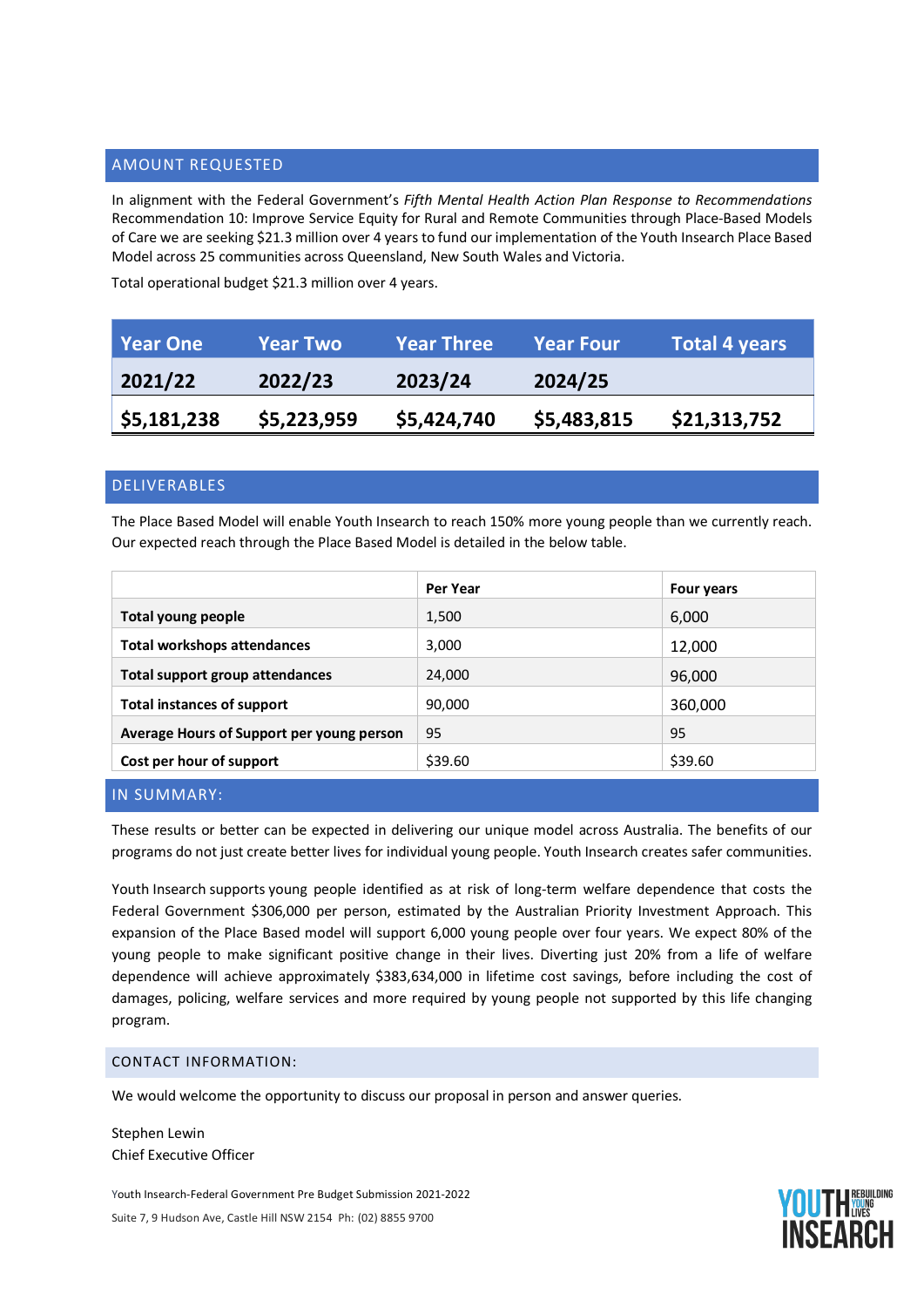## AMOUNT REQUESTED

In alignment with the Federal Government's *Fifth Mental Health Action Plan Response to Recommendations* Recommendation 10: Improve Service Equity for Rural and Remote Communities through Place-Based Models of Care we are seeking $21.3 million over 4 years to fund our implementation of the Youth Insearch Place Based Model across 25 communities across Queensland, New South Wales and Victoria.

Total operational budget $21.3 million over 4 years.

| Year One | Year Two | Year Three | Year Four | Total 4 years |
|---|---|---|---|---|
| **2021/22** | **2022/23** | **2023/24** | **2024/25** | |
| **$5,181,238** | **$5,223,959** | **$5,424,740** | **$5,483,815** | **$21,313,752** |

## DELIVERABLES

The Place Based Model will enable Youth Insearch to reach 150% more young people than we currently reach. Our expected reach through the Place Based Model is detailed in the below table.

| | Per Year | Four years |
|---|---|---|
| **Total young people** | 1,500 | 6,000 |
| **Total workshops attendances** | 3,000 | 12,000 |
| **Total support group attendances** | 24,000 | 96,000 |
| **Total instances of support** | 90,000 | 360,000 |
| **Average Hours of Support per young person** | 95 | 95 |
| **Cost per hour of support** | $39.60 | $39.60 |

## IN SUMMARY:

These results or better can be expected in delivering our unique model across Australia. The benefits of our programs do not just create better lives for individual young people. Youth Insearch creates safer communities.

Youth Insearch supports young people identified as at risk of long-term welfare dependence that costs the Federal Government $306,000 per person, estimated by the Australian Priority Investment Approach. This expansion of the Place Based model will support 6,000 young people over four years. We expect 80% of the young people to make significant positive change in their lives. Diverting just 20% from a life of welfare dependence will achieve approximately $383,634,000 in lifetime cost savings, before including the cost of damages, policing, welfare services and more required by young people not supported by this life changing program.

## CONTACT INFORMATION:

We would welcome the opportunity to discuss our proposal in person and answer queries.

Stephen Lewin
Chief Executive Officer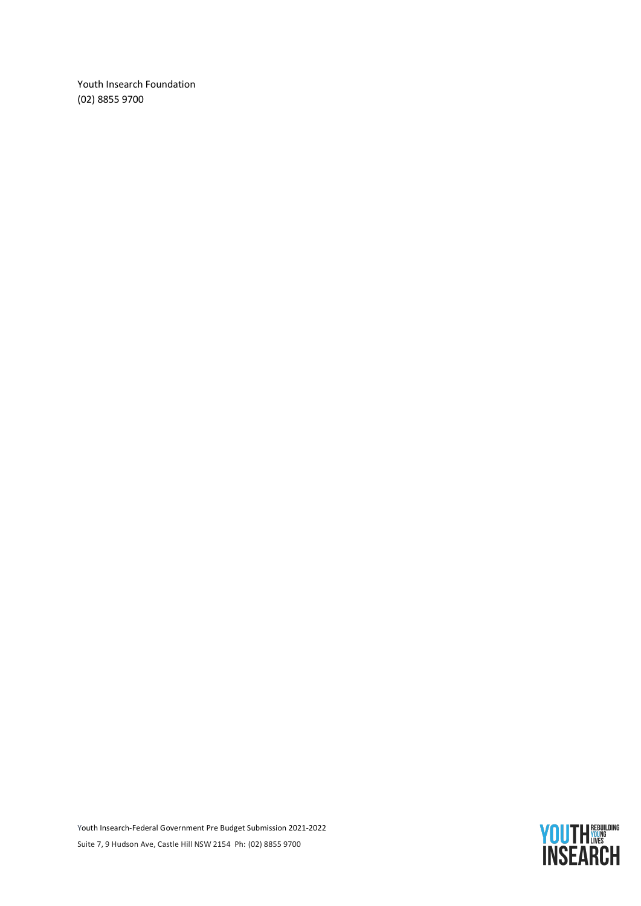Youth Insearch Foundation
(02) 8855 9700